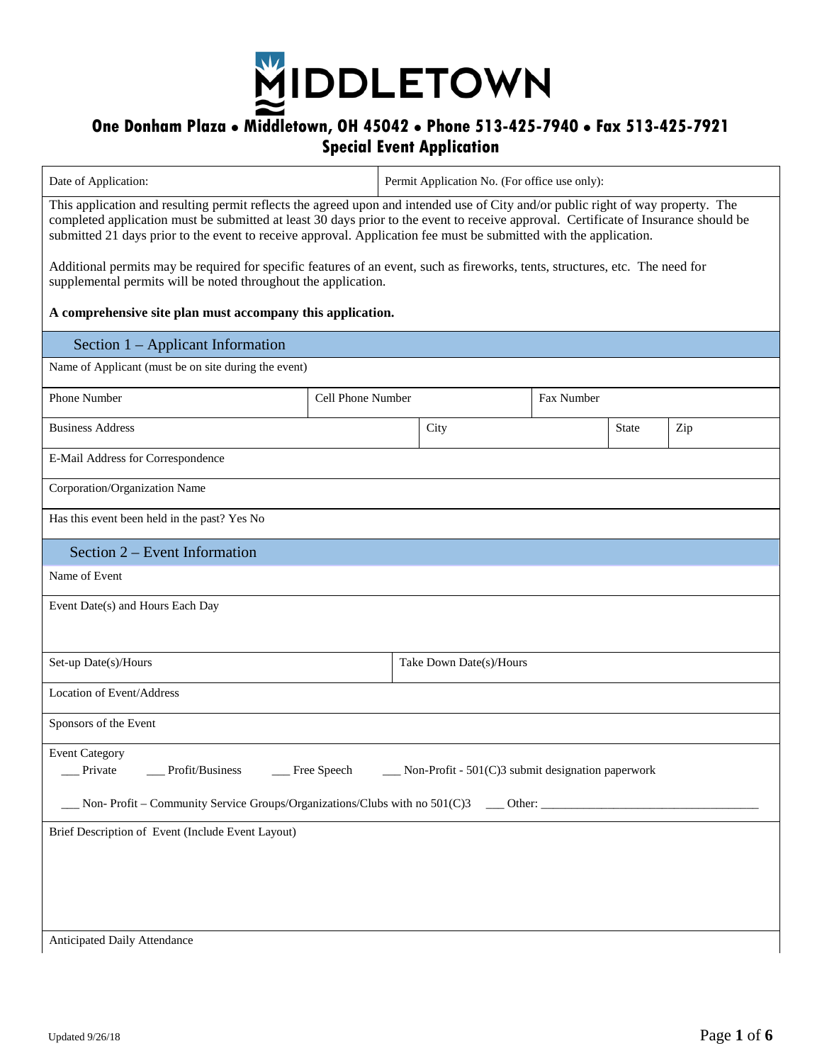# MIDDLETOWN

**One Donham Plaza • Middletown, OH 45042 • Phone 513-425-7940 • Fax 513-425-7921**

## Special Event Application

| Date of Application: | Permit Application No. (For office use only): |
|---|---|

This application and resulting permit reflects the agreed upon and intended use of City and/or public right of way property. The completed application must be submitted at least 30 days prior to the event to receive approval. Certificate of Insurance should be submitted 21 days prior to the event to receive approval. Application fee must be submitted with the application.

Additional permits may be required for specific features of an event, such as fireworks, tents, structures, etc. The need for supplemental permits will be noted throughout the application.

**A comprehensive site plan must accompany this application.**

### Section 1 – Applicant Information

Name of Applicant (must be on site during the event)

| Phone Number | Cell Phone Number | Fax Number |
|---|---|---|

| Business Address | City | State | Zip |
|---|---|---|---|

E-Mail Address for Correspondence

Corporation/Organization Name

Has this event been held in the past? Yes No

### Section 2 – Event Information

Name of Event

Event Date(s) and Hours Each Day

| Set-up Date(s)/Hours | Take Down Date(s)/Hours |
|---|---|

Location of Event/Address

Sponsors of the Event

Event Category

___ Private ___ Profit/Business ___ Free Speech ___ Non-Profit - 501(C)3 submit designation paperwork

___ Non- Profit – Community Service Groups/Organizations/Clubs with no 501(C)3 ___ Other: ___________________________________

Brief Description of Event (Include Event Layout)

Anticipated Daily Attendance

Updated 9/26/18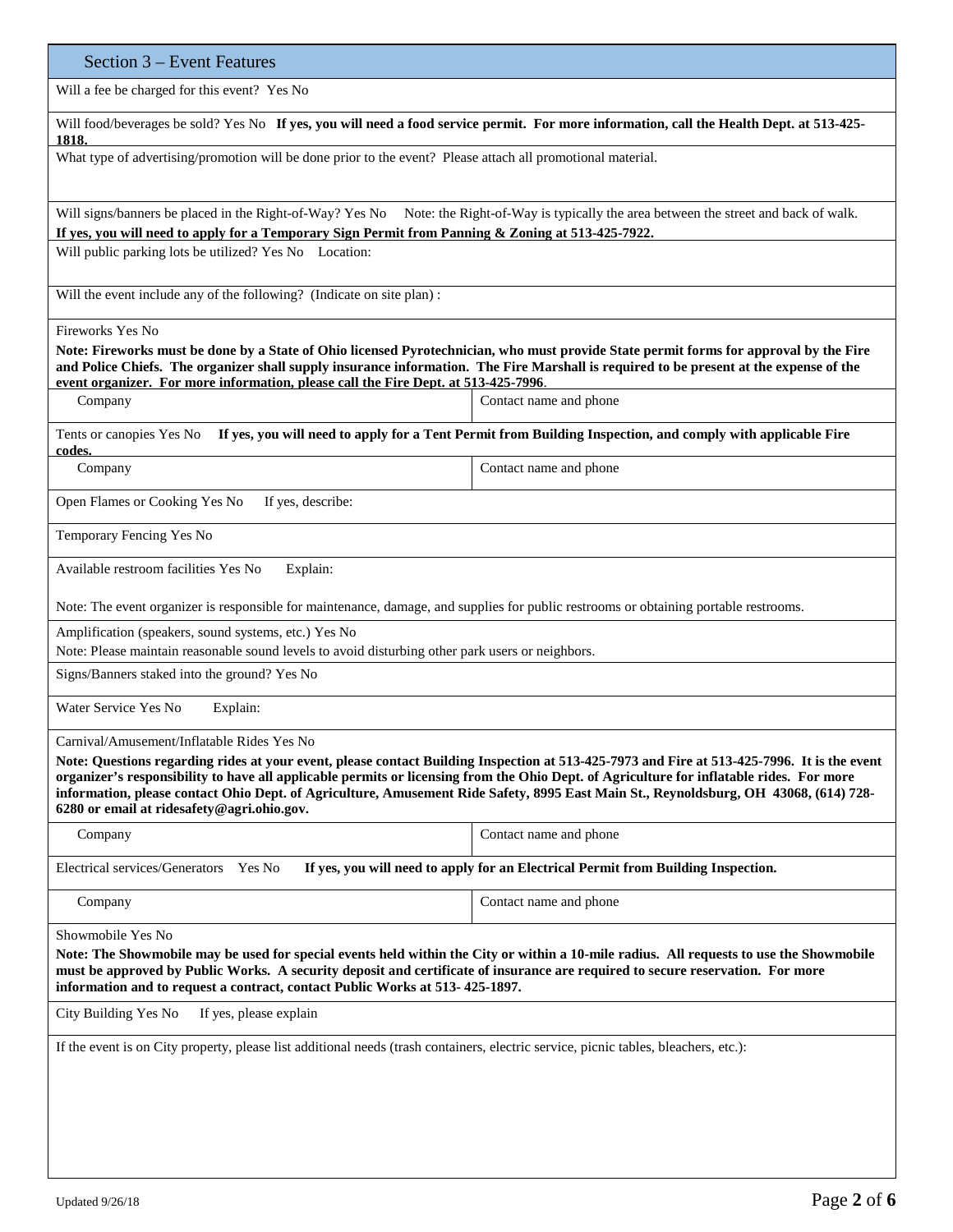## Section 3 – Event Features

Will a fee be charged for this event? Yes No

Will food/beverages be sold? Yes No **If yes, you will need a food service permit. For more information, call the Health Dept. at 513-425-1818.**

What type of advertising/promotion will be done prior to the event? Please attach all promotional material.

Will signs/banners be placed in the Right-of-Way? Yes No Note: the Right-of-Way is typically the area between the street and back of walk.
**If yes, you will need to apply for a Temporary Sign Permit from Panning & Zoning at 513-425-7922.**

Will public parking lots be utilized? Yes No Location:

Will the event include any of the following? (Indicate on site plan) :

Fireworks Yes No

**Note: Fireworks must be done by a State of Ohio licensed Pyrotechnician, who must provide State permit forms for approval by the Fire and Police Chiefs. The organizer shall supply insurance information. The Fire Marshall is required to be present at the expense of the event organizer. For more information, please call the Fire Dept. at 513-425-7996**.

| Company | Contact name and phone |
|---|---|

Tents or canopies Yes No **If yes, you will need to apply for a Tent Permit from Building Inspection, and comply with applicable Fire codes.**

| Company | Contact name and phone |
|---|---|

Open Flames or Cooking Yes No If yes, describe:

Temporary Fencing Yes No

Available restroom facilities Yes No Explain:

Note: The event organizer is responsible for maintenance, damage, and supplies for public restrooms or obtaining portable restrooms.

Amplification (speakers, sound systems, etc.) Yes No
Note: Please maintain reasonable sound levels to avoid disturbing other park users or neighbors.

Signs/Banners staked into the ground? Yes No

Water Service Yes No Explain:

Carnival/Amusement/Inflatable Rides Yes No

**Note: Questions regarding rides at your event, please contact Building Inspection at 513-425-7973 and Fire at 513-425-7996. It is the event organizer's responsibility to have all applicable permits or licensing from the Ohio Dept. of Agriculture for inflatable rides. For more information, please contact Ohio Dept. of Agriculture, Amusement Ride Safety, 8995 East Main St., Reynoldsburg, OH 43068, (614) 728-6280 or email at ridesafety@agri.ohio.gov.**

| Company | Contact name and phone |
|---|---|

Electrical services/Generators Yes No **If yes, you will need to apply for an Electrical Permit from Building Inspection.**

| Company | Contact name and phone |
|---|---|

Showmobile Yes No

**Note: The Showmobile may be used for special events held within the City or within a 10-mile radius. All requests to use the Showmobile must be approved by Public Works. A security deposit and certificate of insurance are required to secure reservation. For more information and to request a contract, contact Public Works at 513- 425-1897.**

City Building Yes No If yes, please explain

If the event is on City property, please list additional needs (trash containers, electric service, picnic tables, bleachers, etc.):

Updated 9/26/18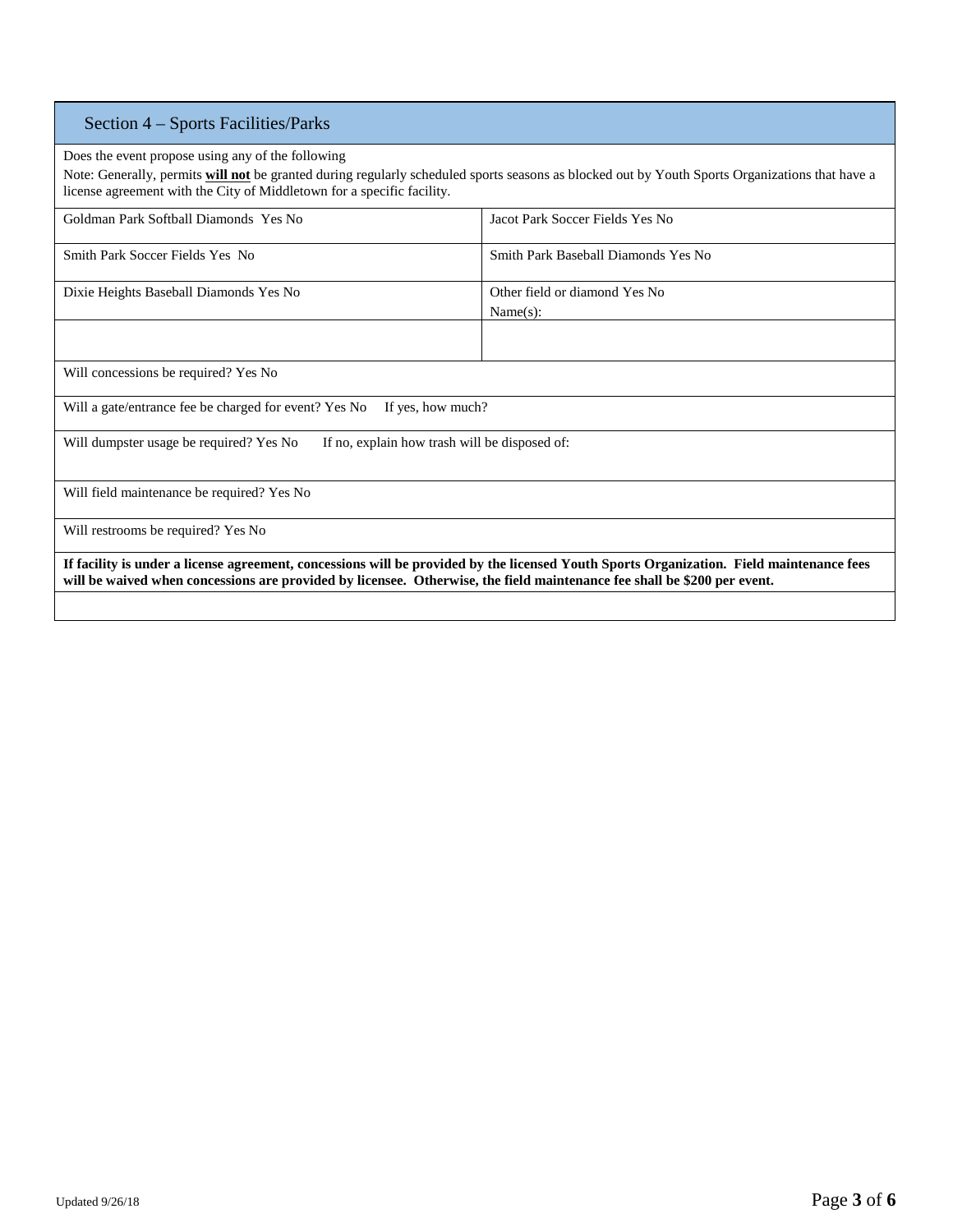## Section 4 – Sports Facilities/Parks

Does the event propose using any of the following

Note: Generally, permits **will not** be granted during regularly scheduled sports seasons as blocked out by Youth Sports Organizations that have a license agreement with the City of Middletown for a specific facility.

| | |
|---|---|
| Goldman Park Softball Diamonds Yes No | Jacot Park Soccer Fields Yes No |
| Smith Park Soccer Fields Yes No | Smith Park Baseball Diamonds Yes No |
| Dixie Heights Baseball Diamonds Yes No | Other field or diamond Yes No<br>Name(s): |
| | |

Will concessions be required? Yes No

Will a gate/entrance fee be charged for event? Yes No If yes, how much?

Will dumpster usage be required? Yes No If no, explain how trash will be disposed of:

Will field maintenance be required? Yes No

Will restrooms be required? Yes No

**If facility is under a license agreement, concessions will be provided by the licensed Youth Sports Organization. Field maintenance fees will be waived when concessions are provided by licensee. Otherwise, the field maintenance fee shall be $200 per event.**

Updated 9/26/18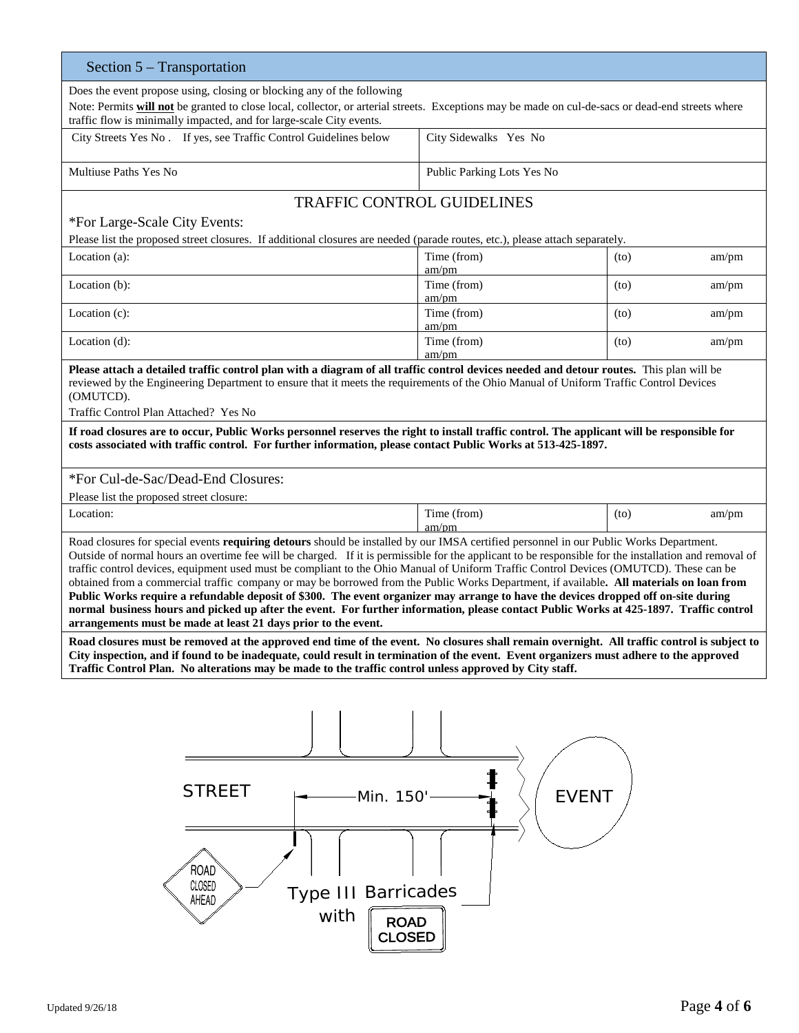## Section 5 – Transportation

Does the event propose using, closing or blocking any of the following

Note: Permits **will not** be granted to close local, collector, or arterial streets. Exceptions may be made on cul-de-sacs or dead-end streets where traffic flow is minimally impacted, and for large-scale City events.

| | |
|---|---|
| City Streets Yes No . If yes, see Traffic Control Guidelines below | City Sidewalks Yes No |
| Multiuse Paths Yes No | Public Parking Lots Yes No |

### TRAFFIC CONTROL GUIDELINES

*For Large-Scale City Events:

Please list the proposed street closures. If additional closures are needed (parade routes, etc.), please attach separately.

| | | |
|---|---|---|
| Location (a): | Time (from) am/pm | (to) am/pm |
| Location (b): | Time (from) am/pm | (to) am/pm |
| Location (c): | Time (from) am/pm | (to) am/pm |
| Location (d): | Time (from) am/pm | (to) am/pm |

**Please attach a detailed traffic control plan with a diagram of all traffic control devices needed and detour routes.** This plan will be reviewed by the Engineering Department to ensure that it meets the requirements of the Ohio Manual of Uniform Traffic Control Devices (OMUTCD).

Traffic Control Plan Attached? Yes No

**If road closures are to occur, Public Works personnel reserves the right to install traffic control. The applicant will be responsible for costs associated with traffic control. For further information, please contact Public Works at 513-425-1897.**

*For Cul-de-Sac/Dead-End Closures:

Please list the proposed street closure:

| | | |
|---|---|---|
| Location: | Time (from) am/pm | (to) am/pm |

Road closures for special events **requiring detours** should be installed by our IMSA certified personnel in our Public Works Department. Outside of normal hours an overtime fee will be charged. If it is permissible for the applicant to be responsible for the installation and removal of traffic control devices, equipment used must be compliant to the Ohio Manual of Uniform Traffic Control Devices (OMUTCD). These can be obtained from a commercial traffic company or may be borrowed from the Public Works Department, if available**. All materials on loan from Public Works require a refundable deposit of $300. The event organizer may arrange to have the devices dropped off on-site during normal business hours and picked up after the event. For further information, please contact Public Works at 425-1897. Traffic control arrangements must be made at least 21 days prior to the event.**

**Road closures must be removed at the approved end time of the event. No closures shall remain overnight. All traffic control is subject to City inspection, and if found to be inadequate, could result in termination of the event. Event organizers must adhere to the approved Traffic Control Plan. No alterations may be made to the traffic control unless approved by City staff.**

STREET — Min. 150' — EVENT

ROAD CLOSED AHEAD

Type III Barricades with ROAD CLOSED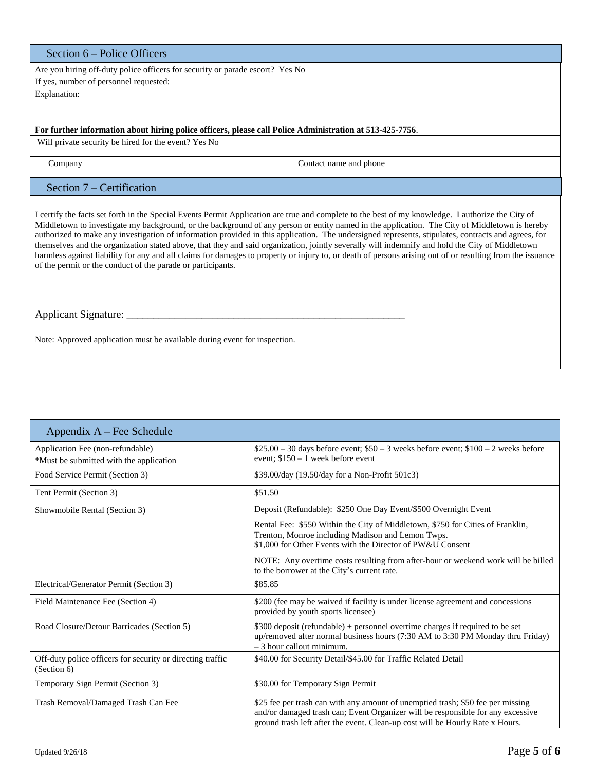## Section 6 – Police Officers

Are you hiring off-duty police officers for security or parade escort? Yes No

If yes, number of personnel requested:

Explanation:

**For further information about hiring police officers, please call Police Administration at 513-425-7756**.

Will private security be hired for the event? Yes No

| Company | Contact name and phone |
|---|---|

## Section 7 – Certification

I certify the facts set forth in the Special Events Permit Application are true and complete to the best of my knowledge. I authorize the City of Middletown to investigate my background, or the background of any person or entity named in the application. The City of Middletown is hereby authorized to make any investigation of information provided in this application. The undersigned represents, stipulates, contracts and agrees, for themselves and the organization stated above, that they and said organization, jointly severally will indemnify and hold the City of Middletown harmless against liability for any and all claims for damages to property or injury to, or death of persons arising out of or resulting from the issuance of the permit or the conduct of the parade or participants.

Applicant Signature: ________________________________________________________

Note: Approved application must be available during event for inspection.

## Appendix A – Fee Schedule

| Item | Fee |
|---|---|
| Application Fee (non-refundable)<br>*Must be submitted with the application | $25.00 – 30 days before event; $50 – 3 weeks before event; $100 – 2 weeks before event; $150 – 1 week before event |
| Food Service Permit (Section 3) | $39.00/day (19.50/day for a Non-Profit 501c3) |
| Tent Permit (Section 3) | $51.50 |
| Showmobile Rental (Section 3) | Deposit (Refundable): $250 One Day Event/$500 Overnight Event<br>Rental Fee: $550 Within the City of Middletown, $750 for Cities of Franklin, Trenton, Monroe including Madison and Lemon Twps.<br>$1,000 for Other Events with the Director of PW&U Consent<br>NOTE: Any overtime costs resulting from after-hour or weekend work will be billed to the borrower at the City's current rate. |
| Electrical/Generator Permit (Section 3) | $85.85 |
| Field Maintenance Fee (Section 4) | $200 (fee may be waived if facility is under license agreement and concessions provided by youth sports licensee) |
| Road Closure/Detour Barricades (Section 5) | $300 deposit (refundable) + personnel overtime charges if required to be set up/removed after normal business hours (7:30 AM to 3:30 PM Monday thru Friday) – 3 hour callout minimum. |
| Off-duty police officers for security or directing traffic (Section 6) | $40.00 for Security Detail/$45.00 for Traffic Related Detail |
| Temporary Sign Permit (Section 3) | $30.00 for Temporary Sign Permit |
| Trash Removal/Damaged Trash Can Fee | $25 fee per trash can with any amount of unemptied trash; $50 fee per missing and/or damaged trash can; Event Organizer will be responsible for any excessive ground trash left after the event. Clean-up cost will be Hourly Rate x Hours. |

Updated 9/26/18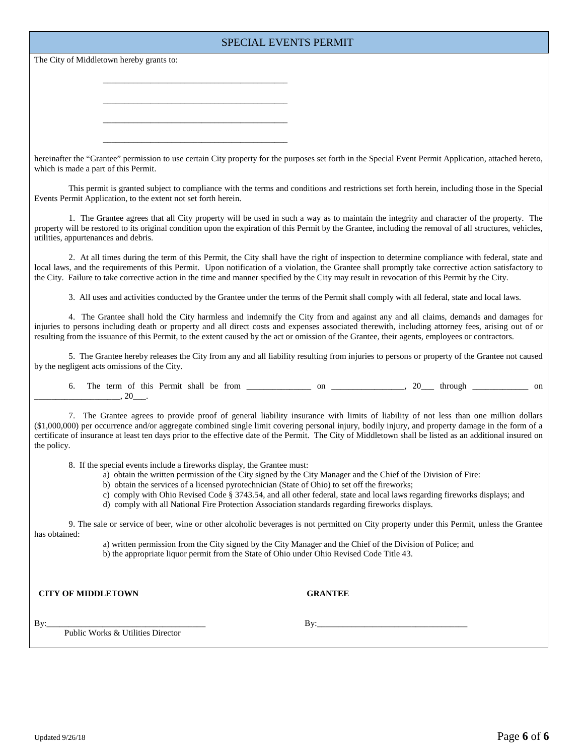## SPECIAL EVENTS PERMIT

The City of Middletown hereby grants to:

\_\_\_\_\_\_\_\_\_\_\_\_\_\_\_\_\_\_\_\_\_\_\_\_\_\_\_\_\_\_\_\_\_\_\_\_\_\_\_\_\_\_

\_\_\_\_\_\_\_\_\_\_\_\_\_\_\_\_\_\_\_\_\_\_\_\_\_\_\_\_\_\_\_\_\_\_\_\_\_\_\_\_\_\_

\_\_\_\_\_\_\_\_\_\_\_\_\_\_\_\_\_\_\_\_\_\_\_\_\_\_\_\_\_\_\_\_\_\_\_\_\_\_\_\_\_\_

\_\_\_\_\_\_\_\_\_\_\_\_\_\_\_\_\_\_\_\_\_\_\_\_\_\_\_\_\_\_\_\_\_\_\_\_\_\_\_\_\_\_

hereinafter the "Grantee" permission to use certain City property for the purposes set forth in the Special Event Permit Application, attached hereto, which is made a part of this Permit.

This permit is granted subject to compliance with the terms and conditions and restrictions set forth herein, including those in the Special Events Permit Application, to the extent not set forth herein.

1. The Grantee agrees that all City property will be used in such a way as to maintain the integrity and character of the property. The property will be restored to its original condition upon the expiration of this Permit by the Grantee, including the removal of all structures, vehicles, utilities, appurtenances and debris.

2. At all times during the term of this Permit, the City shall have the right of inspection to determine compliance with federal, state and local laws, and the requirements of this Permit. Upon notification of a violation, the Grantee shall promptly take corrective action satisfactory to the City. Failure to take corrective action in the time and manner specified by the City may result in revocation of this Permit by the City.

3. All uses and activities conducted by the Grantee under the terms of the Permit shall comply with all federal, state and local laws.

4. The Grantee shall hold the City harmless and indemnify the City from and against any and all claims, demands and damages for injuries to persons including death or property and all direct costs and expenses associated therewith, including attorney fees, arising out of or resulting from the issuance of this Permit, to the extent caused by the act or omission of the Grantee, their agents, employees or contractors.

5. The Grantee hereby releases the City from any and all liability resulting from injuries to persons or property of the Grantee not caused by the negligent acts omissions of the City.

6. The term of this Permit shall be from \_\_\_\_\_\_\_\_\_\_\_\_\_\_\_ on \_\_\_\_\_\_\_\_\_\_\_\_\_\_\_\_\_, 20\_\_\_ through \_\_\_\_\_\_\_\_\_\_\_\_\_ on \_\_\_\_\_\_\_\_\_\_\_\_\_\_\_\_\_\_\_\_, 20\_\_\_.

7. The Grantee agrees to provide proof of general liability insurance with limits of liability of not less than one million dollars ($1,000,000) per occurrence and/or aggregate combined single limit covering personal injury, bodily injury, and property damage in the form of a certificate of insurance at least ten days prior to the effective date of the Permit. The City of Middletown shall be listed as an additional insured on the policy.

8. If the special events include a fireworks display, the Grantee must:
   a) obtain the written permission of the City signed by the City Manager and the Chief of the Division of Fire:
   b) obtain the services of a licensed pyrotechnician (State of Ohio) to set off the fireworks;
   c) comply with Ohio Revised Code § 3743.54, and all other federal, state and local laws regarding fireworks displays; and
   d) comply with all National Fire Protection Association standards regarding fireworks displays.

9. The sale or service of beer, wine or other alcoholic beverages is not permitted on City property under this Permit, unless the Grantee has obtained:
   a) written permission from the City signed by the City Manager and the Chief of the Division of Police; and
   b) the appropriate liquor permit from the State of Ohio under Ohio Revised Code Title 43.

**CITY OF MIDDLETOWN**

By:\_\_\_\_\_\_\_\_\_\_\_\_\_\_\_\_\_\_\_\_\_\_\_\_\_\_\_\_\_\_\_\_\_\_\_\_\_
Public Works & Utilities Director

**GRANTEE**

By:\_\_\_\_\_\_\_\_\_\_\_\_\_\_\_\_\_\_\_\_\_\_\_\_\_\_\_\_\_\_\_\_\_\_\_\_\_

Updated 9/26/18